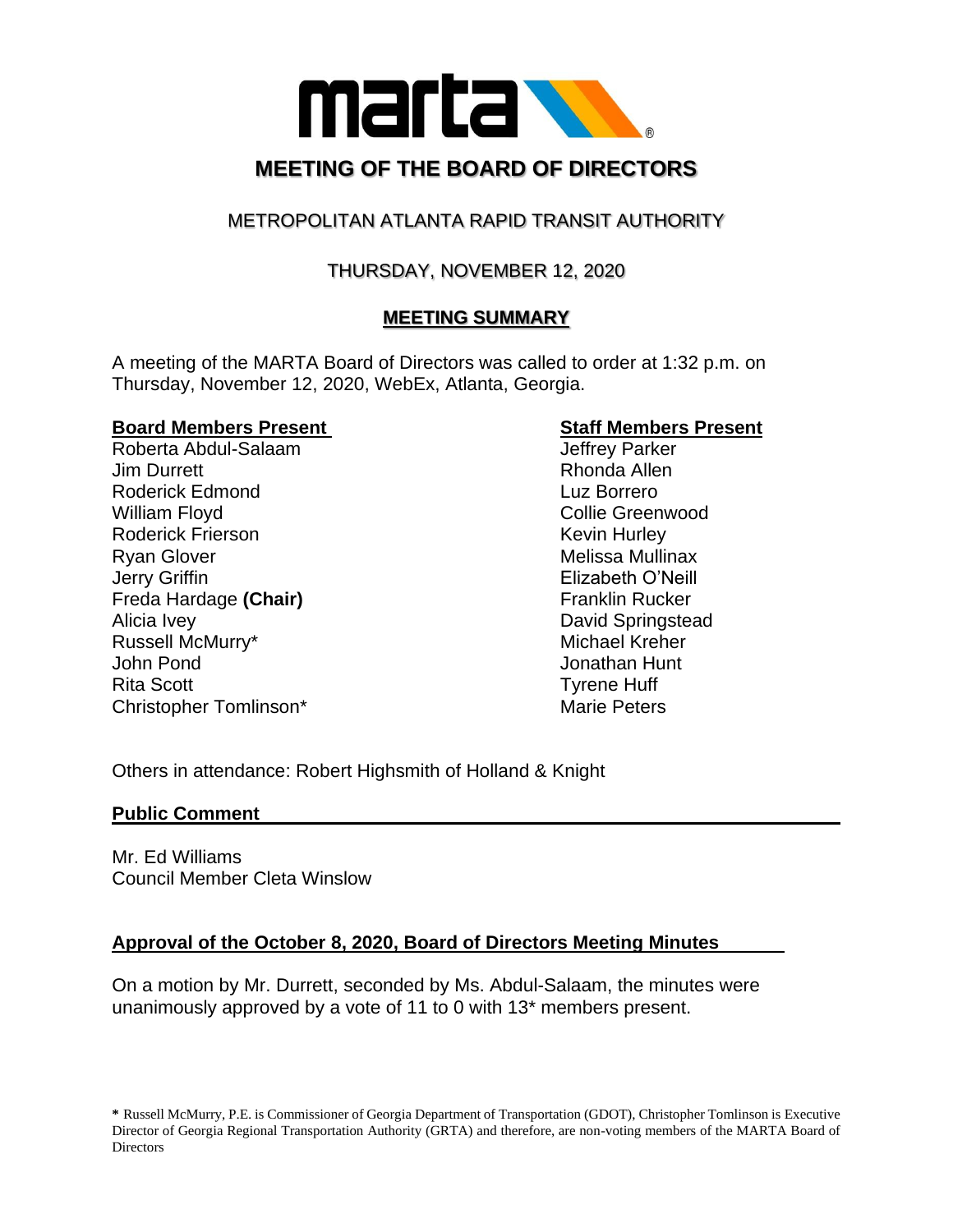# MEETING OF THE BOARD OF DIRECTORS

## METROPOLITAN ATLANTA RAPID TRANSIT AUTHORITY

## THURSDAY, NOVEMBER 12, 2020

## MEETING SUMMARY

A meeting of the MARTA Board of Directors was called to order at 1:32 p.m. on Thursday, November 12, 2020, WebEx, Atlanta, Georgia.

**Board Members Present**

Roberta Abdul-Salaam
Jim Durrett
Roderick Edmond
William Floyd
Roderick Frierson
Ryan Glover
Jerry Griffin
Freda Hardage **(Chair)**
Alicia Ivey
Russell McMurry*
John Pond
Rita Scott
Christopher Tomlinson*

**Staff Members Present**

Jeffrey Parker
Rhonda Allen
Luz Borrero
Collie Greenwood
Kevin Hurley
Melissa Mullinax
Elizabeth O'Neill
Franklin Rucker
David Springstead
Michael Kreher
Jonathan Hunt
Tyrene Huff
Marie Peters

Others in attendance: Robert Highsmith of Holland & Knight

**Public Comment**

Mr. Ed Williams
Council Member Cleta Winslow

**Approval of the October 8, 2020, Board of Directors Meeting Minutes**

On a motion by Mr. Durrett, seconded by Ms. Abdul-Salaam, the minutes were unanimously approved by a vote of 11 to 0 with 13* members present.

\* Russell McMurry, P.E. is Commissioner of Georgia Department of Transportation (GDOT), Christopher Tomlinson is Executive Director of Georgia Regional Transportation Authority (GRTA) and therefore, are non-voting members of the MARTA Board of Directors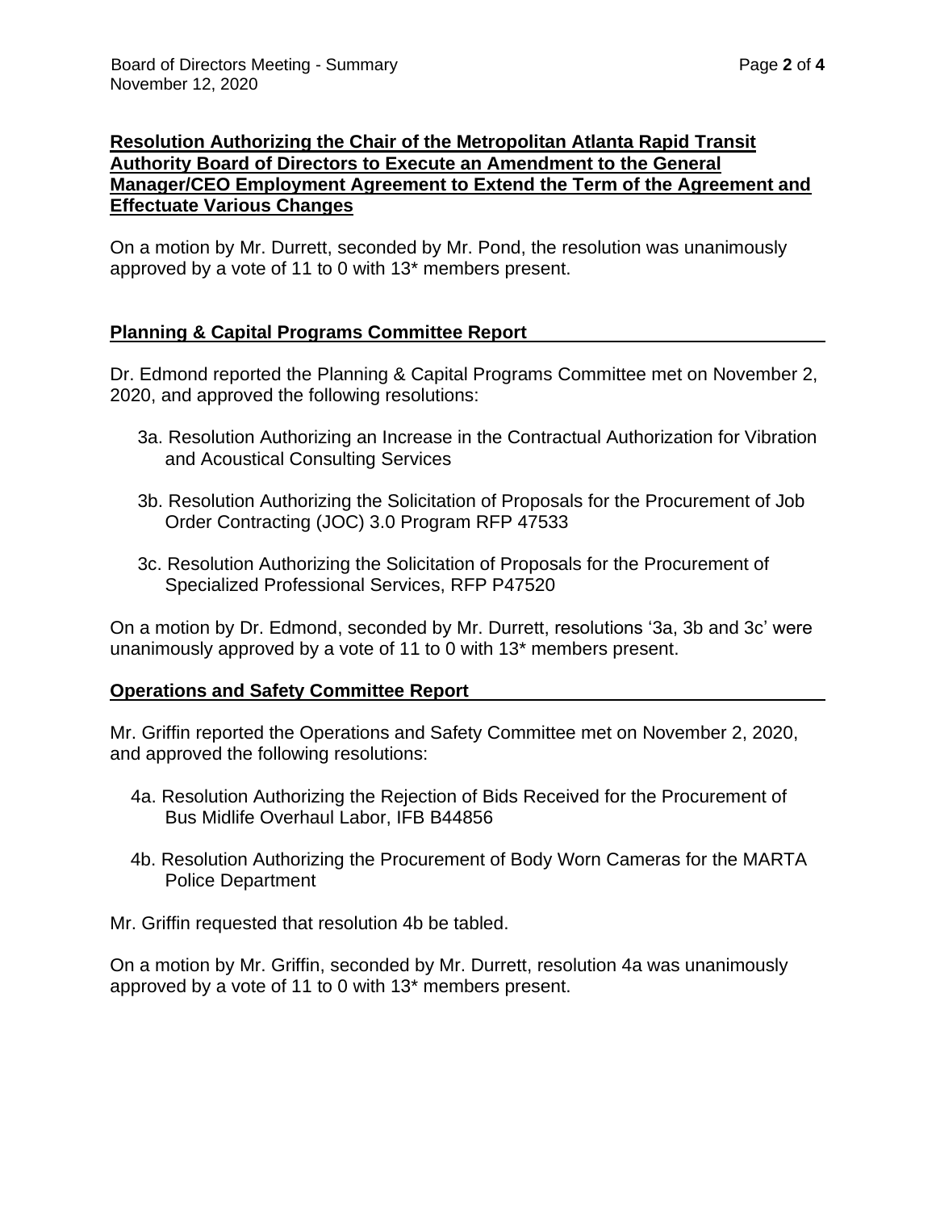**Resolution Authorizing the Chair of the Metropolitan Atlanta Rapid Transit Authority Board of Directors to Execute an Amendment to the General Manager/CEO Employment Agreement to Extend the Term of the Agreement and Effectuate Various Changes**

On a motion by Mr. Durrett, seconded by Mr. Pond, the resolution was unanimously approved by a vote of 11 to 0 with 13* members present.

**Planning & Capital Programs Committee Report**

Dr. Edmond reported the Planning & Capital Programs Committee met on November 2, 2020, and approved the following resolutions:

3a. Resolution Authorizing an Increase in the Contractual Authorization for Vibration and Acoustical Consulting Services

3b. Resolution Authorizing the Solicitation of Proposals for the Procurement of Job Order Contracting (JOC) 3.0 Program RFP 47533

3c. Resolution Authorizing the Solicitation of Proposals for the Procurement of Specialized Professional Services, RFP P47520

On a motion by Dr. Edmond, seconded by Mr. Durrett, resolutions '3a, 3b and 3c' were unanimously approved by a vote of 11 to 0 with 13* members present.

**Operations and Safety Committee Report**

Mr. Griffin reported the Operations and Safety Committee met on November 2, 2020, and approved the following resolutions:

4a. Resolution Authorizing the Rejection of Bids Received for the Procurement of Bus Midlife Overhaul Labor, IFB B44856

4b. Resolution Authorizing the Procurement of Body Worn Cameras for the MARTA Police Department

Mr. Griffin requested that resolution 4b be tabled.

On a motion by Mr. Griffin, seconded by Mr. Durrett, resolution 4a was unanimously approved by a vote of 11 to 0 with 13* members present.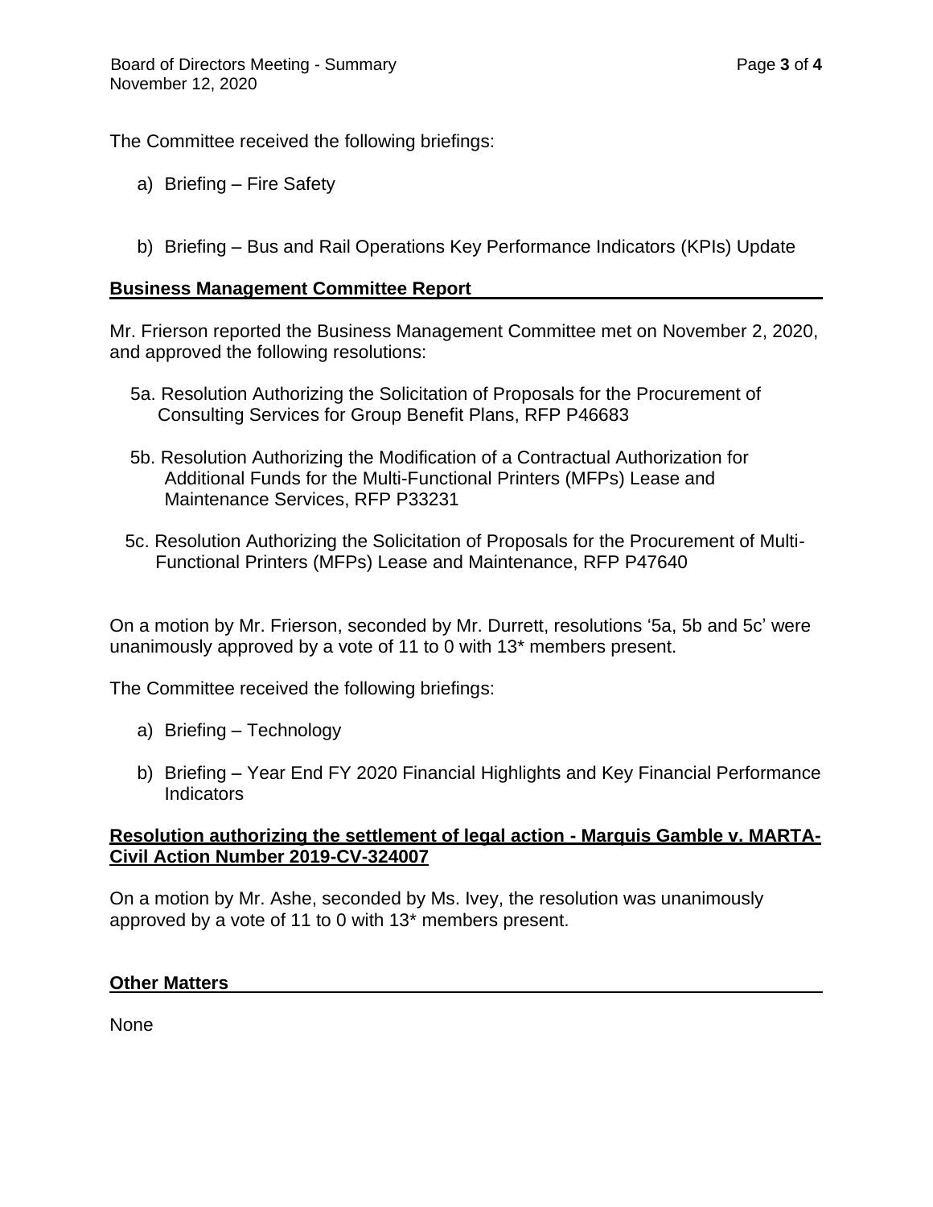The Committee received the following briefings:

a) Briefing – Fire Safety

b) Briefing – Bus and Rail Operations Key Performance Indicators (KPIs) Update

## Business Management Committee Report

Mr. Frierson reported the Business Management Committee met on November 2, 2020, and approved the following resolutions:

5a. Resolution Authorizing the Solicitation of Proposals for the Procurement of Consulting Services for Group Benefit Plans, RFP P46683

5b. Resolution Authorizing the Modification of a Contractual Authorization for Additional Funds for the Multi-Functional Printers (MFPs) Lease and Maintenance Services, RFP P33231

5c. Resolution Authorizing the Solicitation of Proposals for the Procurement of Multi-Functional Printers (MFPs) Lease and Maintenance, RFP P47640

On a motion by Mr. Frierson, seconded by Mr. Durrett, resolutions '5a, 5b and 5c' were unanimously approved by a vote of 11 to 0 with 13* members present.

The Committee received the following briefings:

a) Briefing – Technology

b) Briefing – Year End FY 2020 Financial Highlights and Key Financial Performance Indicators

## Resolution authorizing the settlement of legal action - Marquis Gamble v. MARTA-Civil Action Number 2019-CV-324007

On a motion by Mr. Ashe, seconded by Ms. Ivey, the resolution was unanimously approved by a vote of 11 to 0 with 13* members present.

## Other Matters

None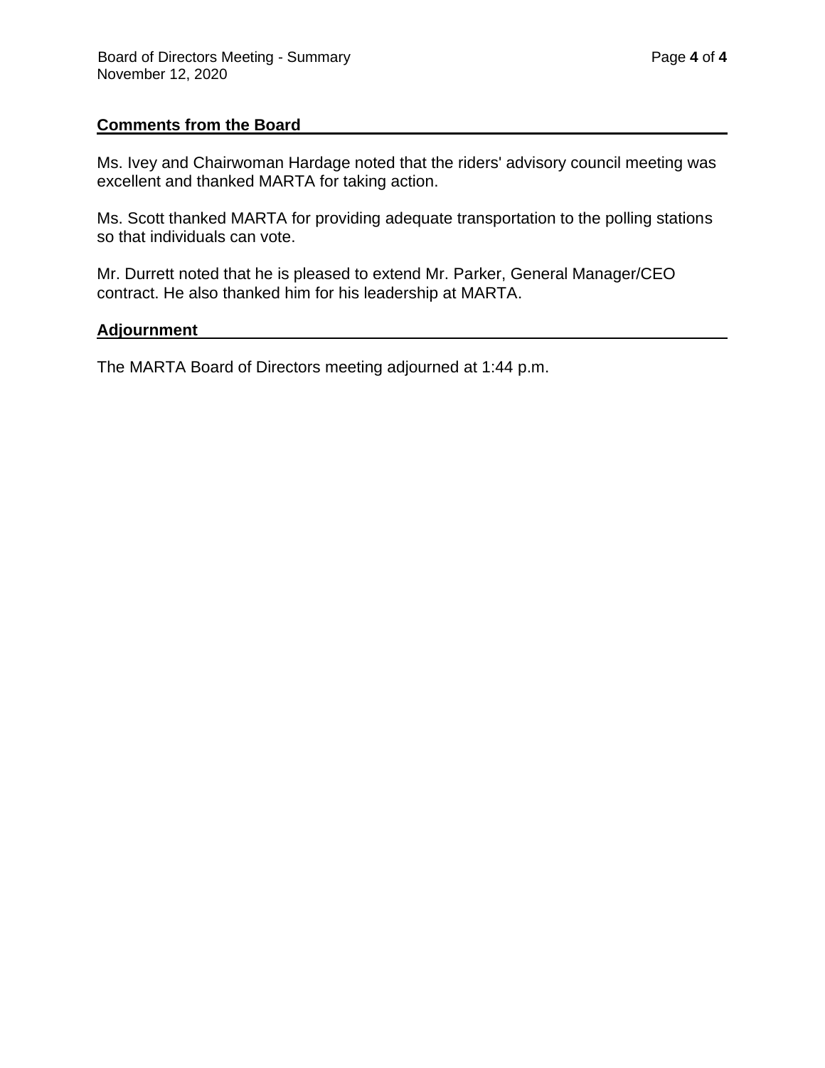## Comments from the Board

Ms. Ivey and Chairwoman Hardage noted that the riders' advisory council meeting was excellent and thanked MARTA for taking action.

Ms. Scott thanked MARTA for providing adequate transportation to the polling stations so that individuals can vote.

Mr. Durrett noted that he is pleased to extend Mr. Parker, General Manager/CEO contract. He also thanked him for his leadership at MARTA.

## Adjournment

The MARTA Board of Directors meeting adjourned at 1:44 p.m.